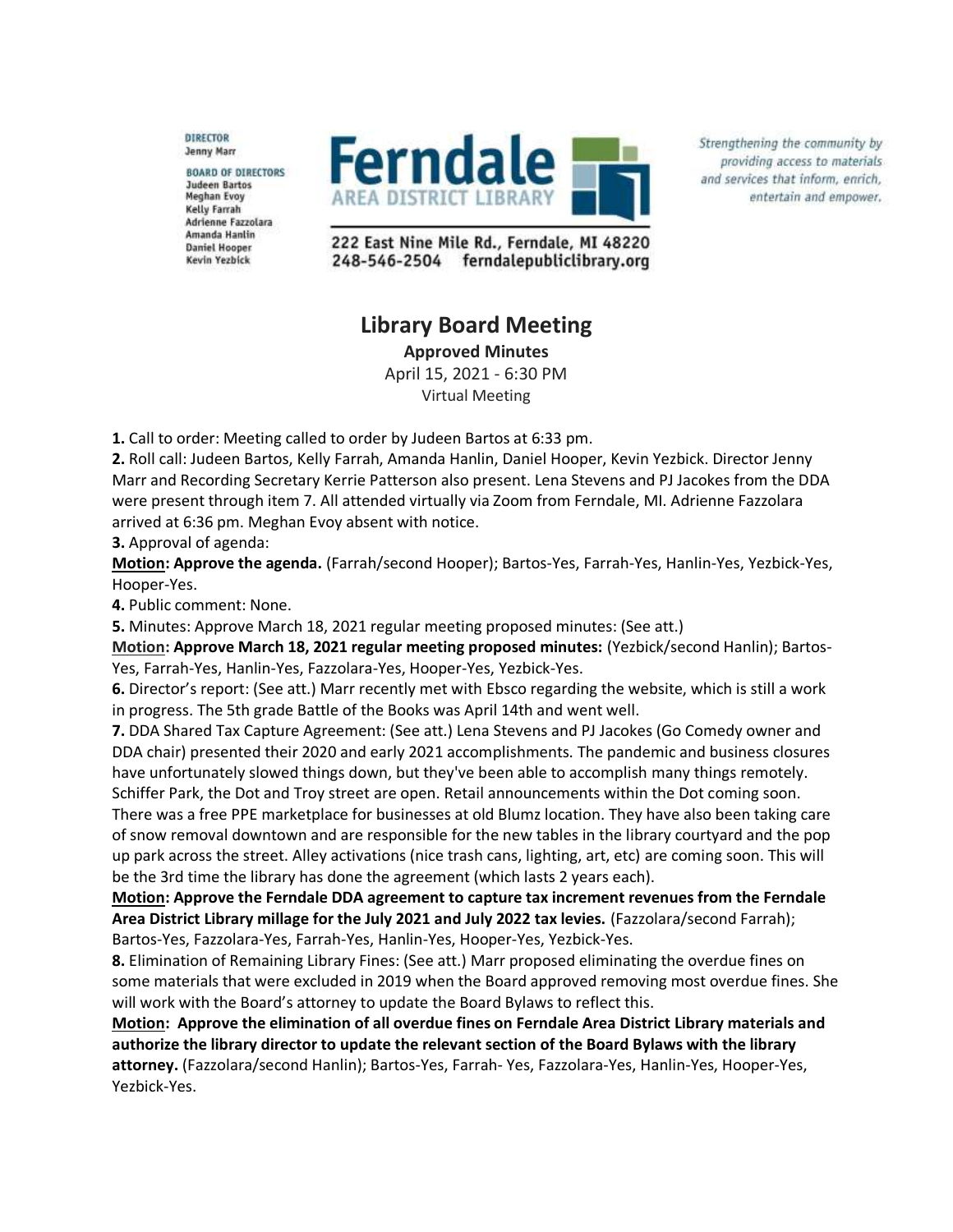**DIRECTOR**
Jenny Marr

**BOARD OF DIRECTORS**
Judeen Bartos
Meghan Evoy
Kelly Farrah
Adrienne Fazzolara
Amanda Hanlin
Daniel Hooper
Kevin Yezbick

**Ferndale**
AREA DISTRICT LIBRARY

222 East Nine Mile Rd., Ferndale, MI 48220
248-546-2504 ferndalepubliclibrary.org

*Strengthening the community by providing access to materials and services that inform, enrich, entertain and empower.*

# Library Board Meeting

**Approved Minutes**

April 15, 2021 - 6:30 PM

Virtual Meeting

**1.** Call to order: Meeting called to order by Judeen Bartos at 6:33 pm.

**2.** Roll call: Judeen Bartos, Kelly Farrah, Amanda Hanlin, Daniel Hooper, Kevin Yezbick. Director Jenny Marr and Recording Secretary Kerrie Patterson also present. Lena Stevens and PJ Jacokes from the DDA were present through item 7. All attended virtually via Zoom from Ferndale, MI. Adrienne Fazzolara arrived at 6:36 pm. Meghan Evoy absent with notice.

**3.** Approval of agenda:

**Motion: Approve the agenda.** (Farrah/second Hooper); Bartos-Yes, Farrah-Yes, Hanlin-Yes, Yezbick-Yes, Hooper-Yes.

**4.** Public comment: None.

**5.** Minutes: Approve March 18, 2021 regular meeting proposed minutes: (See att.)

**Motion: Approve March 18, 2021 regular meeting proposed minutes:** (Yezbick/second Hanlin); Bartos-Yes, Farrah-Yes, Hanlin-Yes, Fazzolara-Yes, Hooper-Yes, Yezbick-Yes.

**6.** Director's report: (See att.) Marr recently met with Ebsco regarding the website, which is still a work in progress. The 5th grade Battle of the Books was April 14th and went well.

**7.** DDA Shared Tax Capture Agreement: (See att.) Lena Stevens and PJ Jacokes (Go Comedy owner and DDA chair) presented their 2020 and early 2021 accomplishments. The pandemic and business closures have unfortunately slowed things down, but they've been able to accomplish many things remotely. Schiffer Park, the Dot and Troy street are open. Retail announcements within the Dot coming soon. There was a free PPE marketplace for businesses at old Blumz location. They have also been taking care of snow removal downtown and are responsible for the new tables in the library courtyard and the pop up park across the street. Alley activations (nice trash cans, lighting, art, etc) are coming soon. This will be the 3rd time the library has done the agreement (which lasts 2 years each).

**Motion: Approve the Ferndale DDA agreement to capture tax increment revenues from the Ferndale Area District Library millage for the July 2021 and July 2022 tax levies.** (Fazzolara/second Farrah); Bartos-Yes, Fazzolara-Yes, Farrah-Yes, Hanlin-Yes, Hooper-Yes, Yezbick-Yes.

**8.** Elimination of Remaining Library Fines: (See att.) Marr proposed eliminating the overdue fines on some materials that were excluded in 2019 when the Board approved removing most overdue fines. She will work with the Board's attorney to update the Board Bylaws to reflect this.

**Motion: Approve the elimination of all overdue fines on Ferndale Area District Library materials and authorize the library director to update the relevant section of the Board Bylaws with the library attorney.** (Fazzolara/second Hanlin); Bartos-Yes, Farrah- Yes, Fazzolara-Yes, Hanlin-Yes, Hooper-Yes, Yezbick-Yes.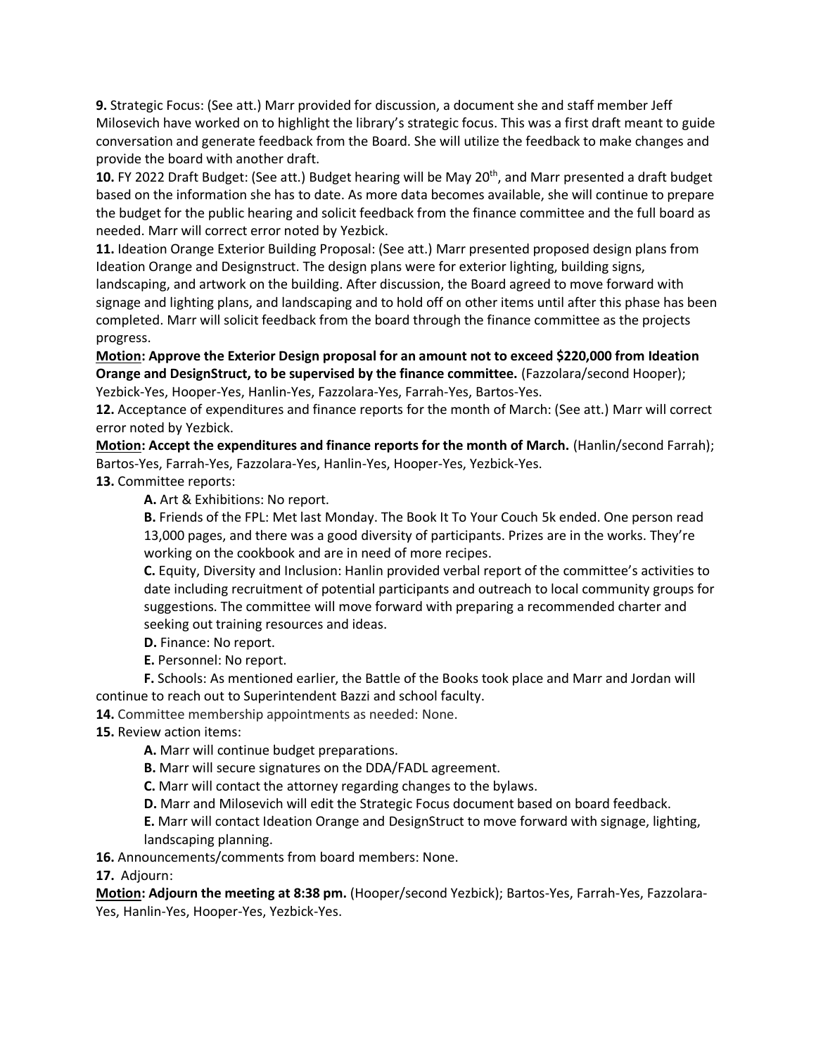**9.** Strategic Focus: (See att.) Marr provided for discussion, a document she and staff member Jeff Milosevich have worked on to highlight the library's strategic focus. This was a first draft meant to guide conversation and generate feedback from the Board. She will utilize the feedback to make changes and provide the board with another draft.

**10.** FY 2022 Draft Budget: (See att.) Budget hearing will be May 20th, and Marr presented a draft budget based on the information she has to date. As more data becomes available, she will continue to prepare the budget for the public hearing and solicit feedback from the finance committee and the full board as needed. Marr will correct error noted by Yezbick.

**11.** Ideation Orange Exterior Building Proposal: (See att.) Marr presented proposed design plans from Ideation Orange and Designstruct. The design plans were for exterior lighting, building signs, landscaping, and artwork on the building. After discussion, the Board agreed to move forward with signage and lighting plans, and landscaping and to hold off on other items until after this phase has been completed. Marr will solicit feedback from the board through the finance committee as the projects progress.

**<u>Motion</u>: Approve the Exterior Design proposal for an amount not to exceed $220,000 from Ideation Orange and DesignStruct, to be supervised by the finance committee.** (Fazzolara/second Hooper); Yezbick-Yes, Hooper-Yes, Hanlin-Yes, Fazzolara-Yes, Farrah-Yes, Bartos-Yes.

**12.** Acceptance of expenditures and finance reports for the month of March: (See att.) Marr will correct error noted by Yezbick.

**<u>Motion</u>: Accept the expenditures and finance reports for the month of March.** (Hanlin/second Farrah); Bartos-Yes, Farrah-Yes, Fazzolara-Yes, Hanlin-Yes, Hooper-Yes, Yezbick-Yes.

**13.** Committee reports:

**A.** Art & Exhibitions: No report.

**B.** Friends of the FPL: Met last Monday. The Book It To Your Couch 5k ended. One person read 13,000 pages, and there was a good diversity of participants. Prizes are in the works. They're working on the cookbook and are in need of more recipes.

**C.** Equity, Diversity and Inclusion: Hanlin provided verbal report of the committee's activities to date including recruitment of potential participants and outreach to local community groups for suggestions. The committee will move forward with preparing a recommended charter and seeking out training resources and ideas.

**D.** Finance: No report.

**E.** Personnel: No report.

**F.** Schools: As mentioned earlier, the Battle of the Books took place and Marr and Jordan will continue to reach out to Superintendent Bazzi and school faculty.

**14.** Committee membership appointments as needed: None.

**15.** Review action items:

**A.** Marr will continue budget preparations.

**B.** Marr will secure signatures on the DDA/FADL agreement.

**C.** Marr will contact the attorney regarding changes to the bylaws.

**D.** Marr and Milosevich will edit the Strategic Focus document based on board feedback.

**E.** Marr will contact Ideation Orange and DesignStruct to move forward with signage, lighting, landscaping planning.

**16.** Announcements/comments from board members: None.

**17.** Adjourn:

**<u>Motion</u>: Adjourn the meeting at 8:38 pm.** (Hooper/second Yezbick); Bartos-Yes, Farrah-Yes, Fazzolara-Yes, Hanlin-Yes, Hooper-Yes, Yezbick-Yes.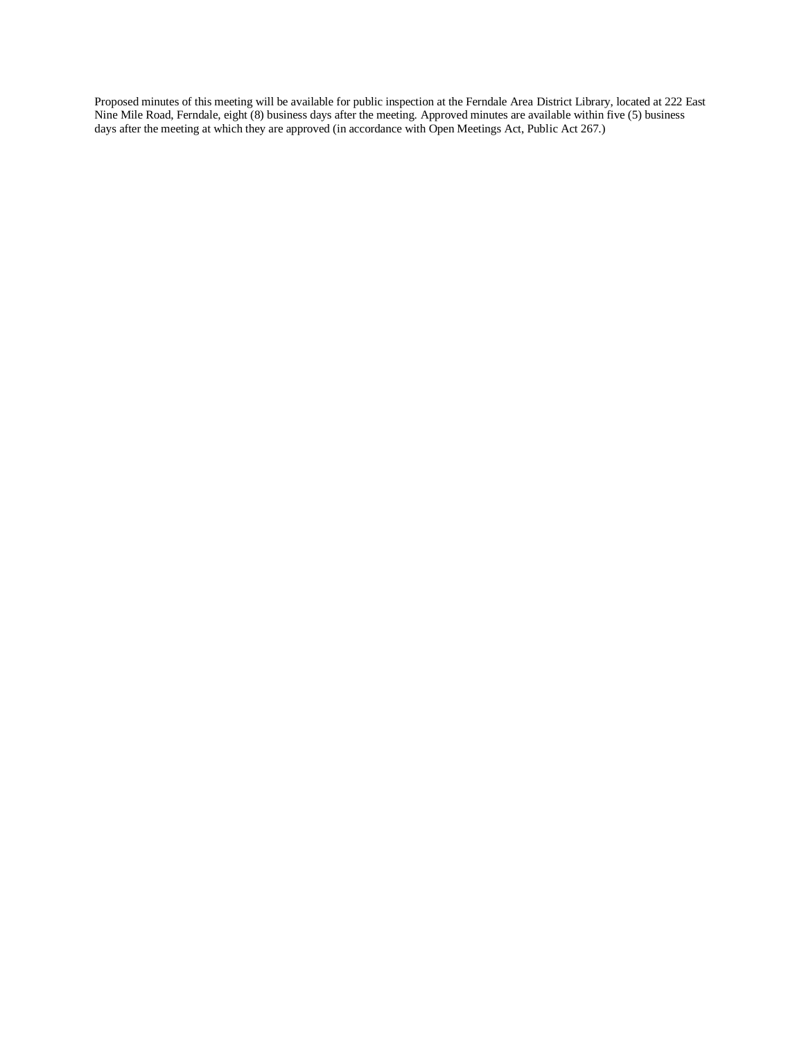Proposed minutes of this meeting will be available for public inspection at the Ferndale Area District Library, located at 222 East Nine Mile Road, Ferndale, eight (8) business days after the meeting. Approved minutes are available within five (5) business days after the meeting at which they are approved (in accordance with Open Meetings Act, Public Act 267.)